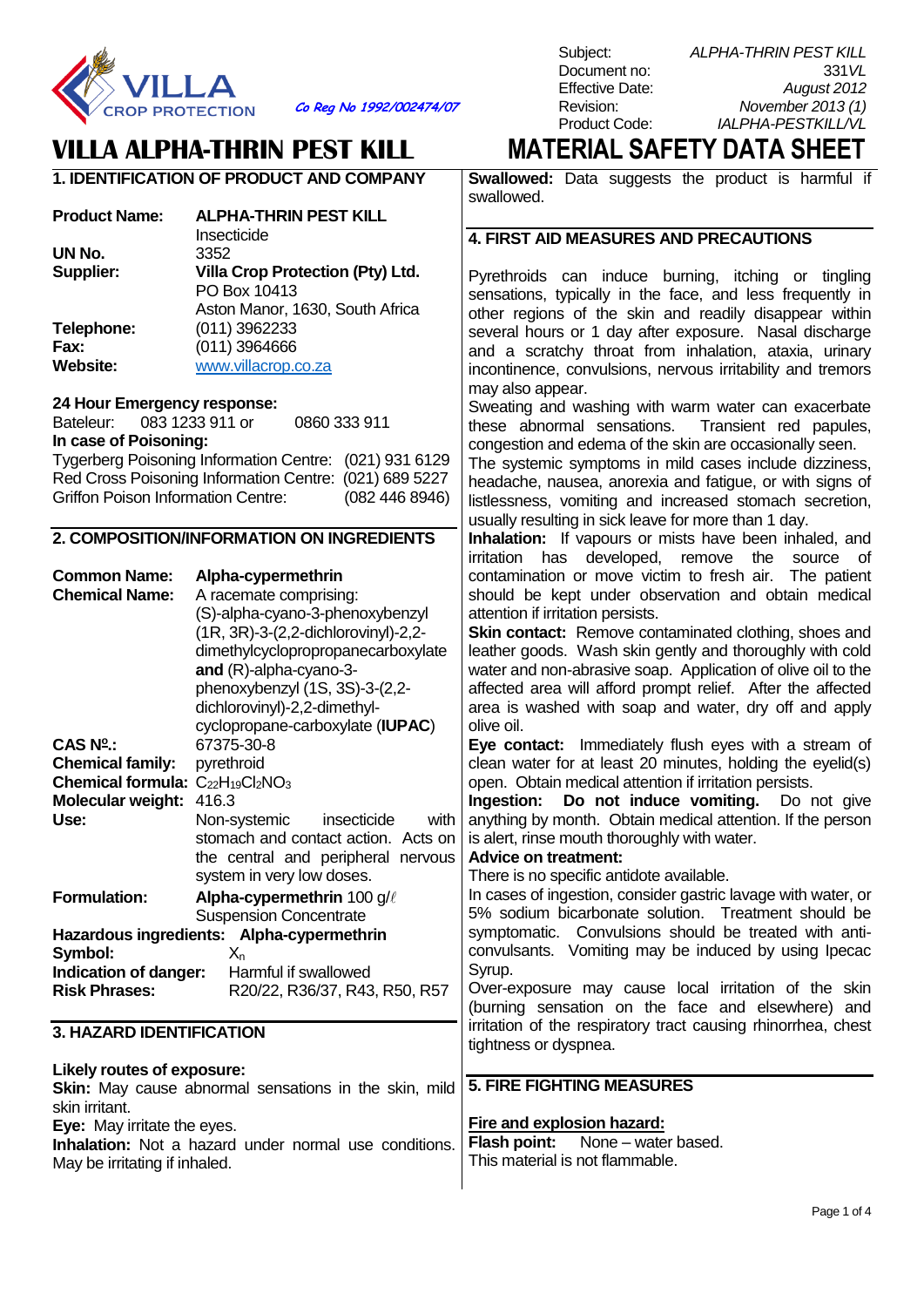VILLA CROP PROTECTION **Co Reg No 1992/002474/07**

| | |
|---|---|
| Subject: | *ALPHA-THRIN PEST KILL* |
| Document no: | 331*VL* |
| Effective Date: | *August 2012* |
| Revision: | *November 2013 (1)* |
| Product Code: | *IALPHA-PESTKILL/VL* |

# VILLA ALPHA-THRIN PEST KILL

# MATERIAL SAFETY DATA SHEET

## 1. IDENTIFICATION OF PRODUCT AND COMPANY

**Product Name:** **ALPHA-THRIN PEST KILL**
Insecticide
**UN No.** 3352
**Supplier:** **Villa Crop Protection (Pty) Ltd.**
PO Box 10413
Aston Manor, 1630, South Africa
**Telephone:** (011) 3962233
**Fax:** (011) 3964666
**Website:** www.villacrop.co.za

**24 Hour Emergency response:**
Bateleur: 083 1233 911 or 0860 333 911
**In case of Poisoning:**
Tygerberg Poisoning Information Centre: (021) 931 6129
Red Cross Poisoning Information Centre: (021) 689 5227
Griffon Poison Information Centre: (082 446 8946)

## 2. COMPOSITION/INFORMATION ON INGREDIENTS

**Common Name:** **Alpha-cypermethrin**
**Chemical Name:** A racemate comprising: (S)-alpha-cyano-3-phenoxybenzyl (1R, 3R)-3-(2,2-dichlorovinyl)-2,2-dimethylcyclopropanecarboxylate **and** (R)-alpha-cyano-3-phenoxybenzyl (1S, 3S)-3-(2,2-dichlorovinyl)-2,2-dimethyl-cyclopropane-carboxylate (**IUPAC**)
**CAS Nº.:** 67375-30-8
**Chemical family:** pyrethroid
**Chemical formula:** $C_{22}H_{19}Cl_2NO_3$
**Molecular weight:** 416.3
**Use:** Non-systemic insecticide with stomach and contact action. Acts on the central and peripheral nervous system in very low doses.
**Formulation:** **Alpha-cypermethrin** 100 g/ℓ
Suspension Concentrate
**Hazardous ingredients:** **Alpha-cypermethrin**
**Symbol:** $X_n$
**Indication of danger:** Harmful if swallowed
**Risk Phrases:** R20/22, R36/37, R43, R50, R57

## 3. HAZARD IDENTIFICATION

**Likely routes of exposure:**
**Skin:** May cause abnormal sensations in the skin, mild skin irritant.
**Eye:** May irritate the eyes.
**Inhalation:** Not a hazard under normal use conditions. May be irritating if inhaled.
**Swallowed:** Data suggests the product is harmful if swallowed.

## 4. FIRST AID MEASURES AND PRECAUTIONS

Pyrethroids can induce burning, itching or tingling sensations, typically in the face, and less frequently in other regions of the skin and readily disappear within several hours or 1 day after exposure. Nasal discharge and a scratchy throat from inhalation, ataxia, urinary incontinence, convulsions, nervous irritability and tremors may also appear.
Sweating and washing with warm water can exacerbate these abnormal sensations. Transient red papules, congestion and edema of the skin are occasionally seen.
The systemic symptoms in mild cases include dizziness, headache, nausea, anorexia and fatigue, or with signs of listlessness, vomiting and increased stomach secretion, usually resulting in sick leave for more than 1 day.
**Inhalation:** If vapours or mists have been inhaled, and irritation has developed, remove the source of contamination or move victim to fresh air. The patient should be kept under observation and obtain medical attention if irritation persists.
**Skin contact:** Remove contaminated clothing, shoes and leather goods. Wash skin gently and thoroughly with cold water and non-abrasive soap. Application of olive oil to the affected area will afford prompt relief. After the affected area is washed with soap and water, dry off and apply olive oil.
**Eye contact:** Immediately flush eyes with a stream of clean water for at least 20 minutes, holding the eyelid(s) open. Obtain medical attention if irritation persists.
**Ingestion:** **Do not induce vomiting.** Do not give anything by month. Obtain medical attention. If the person is alert, rinse mouth thoroughly with water.
**Advice on treatment:**
There is no specific antidote available.
In cases of ingestion, consider gastric lavage with water, or 5% sodium bicarbonate solution. Treatment should be symptomatic. Convulsions should be treated with anti-convulsants. Vomiting may be induced by using Ipecac Syrup.
Over-exposure may cause local irritation of the skin (burning sensation on the face and elsewhere) and irritation of the respiratory tract causing rhinorrhea, chest tightness or dyspnea.

## 5. FIRE FIGHTING MEASURES

**Fire and explosion hazard:**
**Flash point:** None – water based.
This material is not flammable.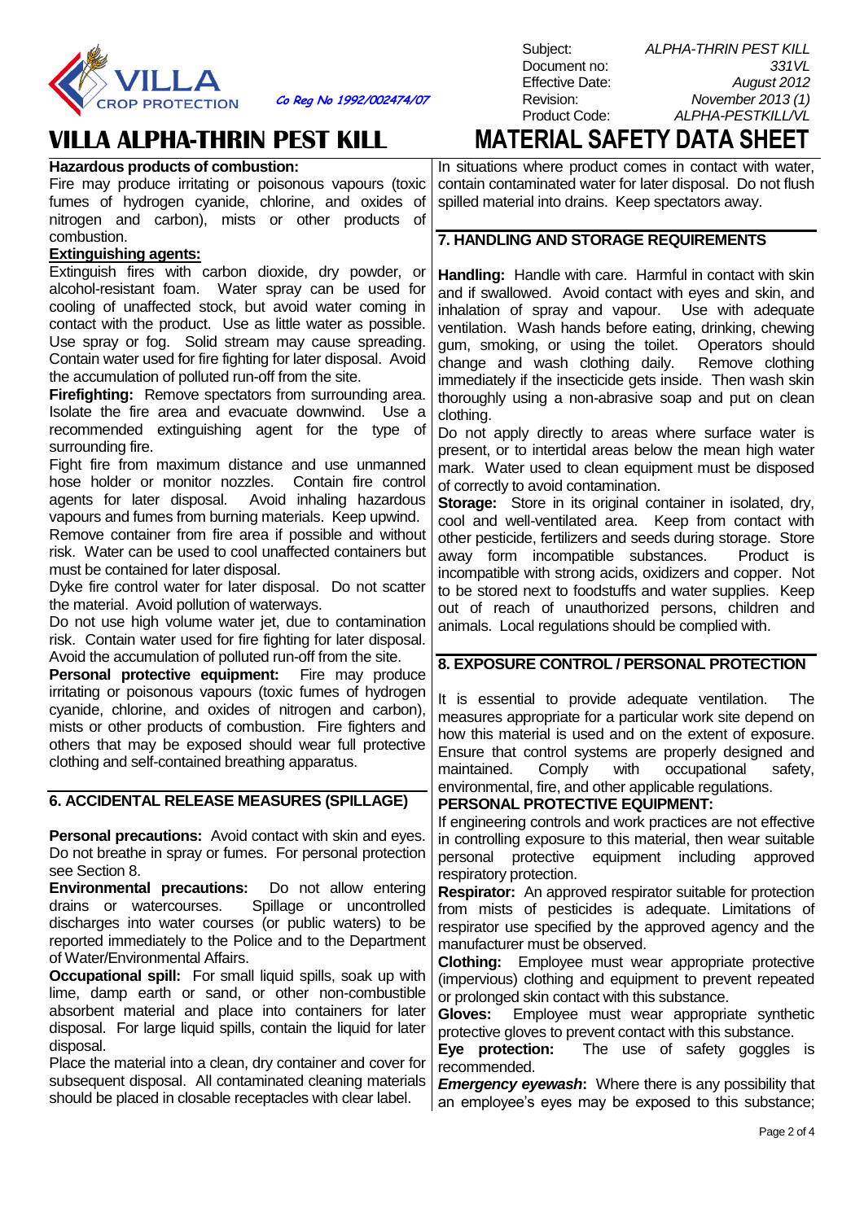**Hazardous products of combustion:**
Fire may produce irritating or poisonous vapours (toxic fumes of hydrogen cyanide, chlorine, and oxides of nitrogen and carbon), mists or other products of combustion.

**Extinguishing agents:**
Extinguish fires with carbon dioxide, dry powder, or alcohol-resistant foam. Water spray can be used for cooling of unaffected stock, but avoid water coming in contact with the product. Use as little water as possible. Use spray or fog. Solid stream may cause spreading. Contain water used for fire fighting for later disposal. Avoid the accumulation of polluted run-off from the site.

**Firefighting:** Remove spectators from surrounding area. Isolate the fire area and evacuate downwind. Use a recommended extinguishing agent for the type of surrounding fire.

Fight fire from maximum distance and use unmanned hose holder or monitor nozzles. Contain fire control agents for later disposal. Avoid inhaling hazardous vapours and fumes from burning materials. Keep upwind. Remove container from fire area if possible and without risk. Water can be used to cool unaffected containers but must be contained for later disposal.

Dyke fire control water for later disposal. Do not scatter the material. Avoid pollution of waterways.

Do not use high volume water jet, due to contamination risk. Contain water used for fire fighting for later disposal. Avoid the accumulation of polluted run-off from the site.

**Personal protective equipment:** Fire may produce irritating or poisonous vapours (toxic fumes of hydrogen cyanide, chlorine, and oxides of nitrogen and carbon), mists or other products of combustion. Fire fighters and others that may be exposed should wear full protective clothing and self-contained breathing apparatus.

## 6. ACCIDENTAL RELEASE MEASURES (SPILLAGE)

**Personal precautions:** Avoid contact with skin and eyes. Do not breathe in spray or fumes. For personal protection see Section 8.

**Environmental precautions:** Do not allow entering drains or watercourses. Spillage or uncontrolled discharges into water courses (or public waters) to be reported immediately to the Police and to the Department of Water/Environmental Affairs.

**Occupational spill:** For small liquid spills, soak up with lime, damp earth or sand, or other non-combustible absorbent material and place into containers for later disposal. For large liquid spills, contain the liquid for later disposal.

Place the material into a clean, dry container and cover for subsequent disposal. All contaminated cleaning materials should be placed in closable receptacles with clear label.

In situations where product comes in contact with water, contain contaminated water for later disposal. Do not flush spilled material into drains. Keep spectators away.

## 7. HANDLING AND STORAGE REQUIREMENTS

**Handling:** Handle with care. Harmful in contact with skin and if swallowed. Avoid contact with eyes and skin, and inhalation of spray and vapour. Use with adequate ventilation. Wash hands before eating, drinking, chewing gum, smoking, or using the toilet. Operators should change and wash clothing daily. Remove clothing immediately if the insecticide gets inside. Then wash skin thoroughly using a non-abrasive soap and put on clean clothing.

Do not apply directly to areas where surface water is present, or to intertidal areas below the mean high water mark. Water used to clean equipment must be disposed of correctly to avoid contamination.

**Storage:** Store in its original container in isolated, dry, cool and well-ventilated area. Keep from contact with other pesticide, fertilizers and seeds during storage. Store away form incompatible substances. Product is incompatible with strong acids, oxidizers and copper. Not to be stored next to foodstuffs and water supplies. Keep out of reach of unauthorized persons, children and animals. Local regulations should be complied with.

## 8. EXPOSURE CONTROL / PERSONAL PROTECTION

It is essential to provide adequate ventilation. The measures appropriate for a particular work site depend on how this material is used and on the extent of exposure. Ensure that control systems are properly designed and maintained. Comply with occupational safety, environmental, fire, and other applicable regulations.

**PERSONAL PROTECTIVE EQUIPMENT:**

If engineering controls and work practices are not effective in controlling exposure to this material, then wear suitable personal protective equipment including approved respiratory protection.

**Respirator:** An approved respirator suitable for protection from mists of pesticides is adequate. Limitations of respirator use specified by the approved agency and the manufacturer must be observed.

**Clothing:** Employee must wear appropriate protective (impervious) clothing and equipment to prevent repeated or prolonged skin contact with this substance.

**Gloves:** Employee must wear appropriate synthetic protective gloves to prevent contact with this substance.

**Eye protection:** The use of safety goggles is recommended.

***Emergency eyewash*:** Where there is any possibility that an employee's eyes may be exposed to this substance;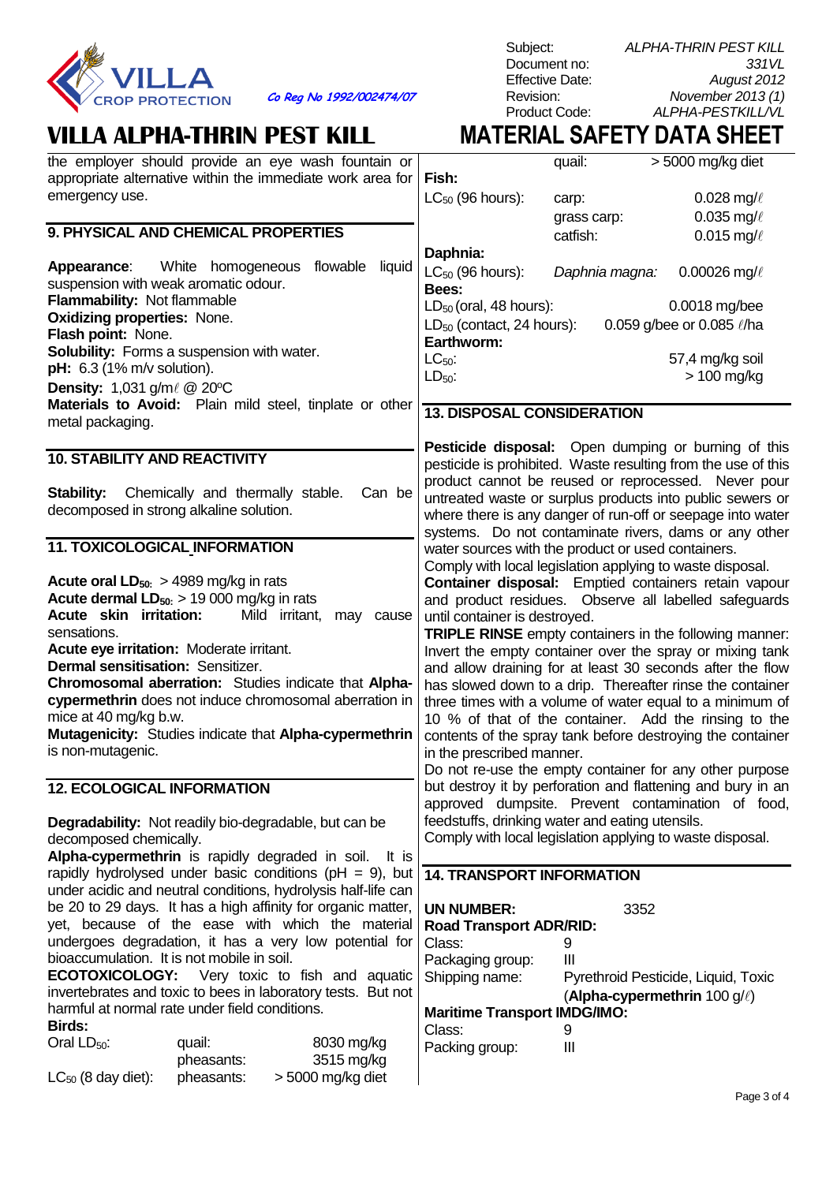the employer should provide an eye wash fountain or appropriate alternative within the immediate work area for emergency use.

## 9. PHYSICAL AND CHEMICAL PROPERTIES

**Appearance**: White homogeneous flowable liquid suspension with weak aromatic odour.
**Flammability:** Not flammable
**Oxidizing properties:** None.
**Flash point:** None.
**Solubility:** Forms a suspension with water.
**pH:** 6.3 (1% m/v solution).
**Density:** 1,031 g/mℓ @ 20ºC
**Materials to Avoid:** Plain mild steel, tinplate or other metal packaging.

## 10. STABILITY AND REACTIVITY

**Stability:** Chemically and thermally stable. Can be decomposed in strong alkaline solution.

## 11. TOXICOLOGICAL INFORMATION

**Acute oral $LD_{50}$:** > 4989 mg/kg in rats
**Acute dermal $LD_{50}$:** > 19 000 mg/kg in rats
**Acute skin irritation:** Mild irritant, may cause sensations.
**Acute eye irritation:** Moderate irritant.
**Dermal sensitisation:** Sensitizer.
**Chromosomal aberration:** Studies indicate that **Alpha-cypermethrin** does not induce chromosomal aberration in mice at 40 mg/kg b.w.
**Mutagenicity:** Studies indicate that **Alpha-cypermethrin** is non-mutagenic.

## 12. ECOLOGICAL INFORMATION

**Degradability:** Not readily bio-degradable, but can be decomposed chemically.
**Alpha-cypermethrin** is rapidly degraded in soil. It is rapidly hydrolysed under basic conditions (pH = 9), but under acidic and neutral conditions, hydrolysis half-life can be 20 to 29 days. It has a high affinity for organic matter, yet, because of the ease with which the material undergoes degradation, it has a very low potential for bioaccumulation. It is not mobile in soil.
**ECOTOXICOLOGY:** Very toxic to fish and aquatic invertebrates and toxic to bees in laboratory tests. But not harmful at normal rate under field conditions.

**Birds:**

| | | |
|---|---|---|
| Oral $LD_{50}$: | quail: | 8030 mg/kg |
| | pheasants: | 3515 mg/kg |
| $LC_{50}$ (8 day diet): | pheasants: | > 5000 mg/kg diet |
| | quail: | > 5000 mg/kg diet |

**Fish:**

| | | |
|---|---|---|
| $LC_{50}$ (96 hours): | carp: | 0.028 mg/ℓ |
| | grass carp: | 0.035 mg/ℓ |
| | catfish: | 0.015 mg/ℓ |

**Daphnia:**

| | | |
|---|---|---|
| $LC_{50}$ (96 hours): | *Daphnia magna:* | 0.00026 mg/ℓ |

**Bees:**

| | |
|---|---|
| $LD_{50}$ (oral, 48 hours): | 0.0018 mg/bee |
| $LD_{50}$ (contact, 24 hours): | 0.059 g/bee or 0.085 ℓ/ha |

**Earthworm:**

| | |
|---|---|
| $LC_{50}$: | 57,4 mg/kg soil |
| $LD_{50}$: | > 100 mg/kg |

## 13. DISPOSAL CONSIDERATION

**Pesticide disposal:** Open dumping or burning of this pesticide is prohibited. Waste resulting from the use of this product cannot be reused or reprocessed. Never pour untreated waste or surplus products into public sewers or where there is any danger of run-off or seepage into water systems. Do not contaminate rivers, dams or any other water sources with the product or used containers.
Comply with local legislation applying to waste disposal.
**Container disposal:** Emptied containers retain vapour and product residues. Observe all labelled safeguards until container is destroyed.
**TRIPLE RINSE** empty containers in the following manner: Invert the empty container over the spray or mixing tank and allow draining for at least 30 seconds after the flow has slowed down to a drip. Thereafter rinse the container three times with a volume of water equal to a minimum of 10 % of that of the container. Add the rinsing to the contents of the spray tank before destroying the container in the prescribed manner.
Do not re-use the empty container for any other purpose but destroy it by perforation and flattening and bury in an approved dumpsite. Prevent contamination of food, feedstuffs, drinking water and eating utensils.
Comply with local legislation applying to waste disposal.

## 14. TRANSPORT INFORMATION

**UN NUMBER:** 3352

**Road Transport ADR/RID:**
Class: 9
Packaging group: III
Shipping name: Pyrethroid Pesticide, Liquid, Toxic (**Alpha-cypermethrin** 100 g/ℓ)

**Maritime Transport IMDG/IMO:**
Class: 9
Packing group: III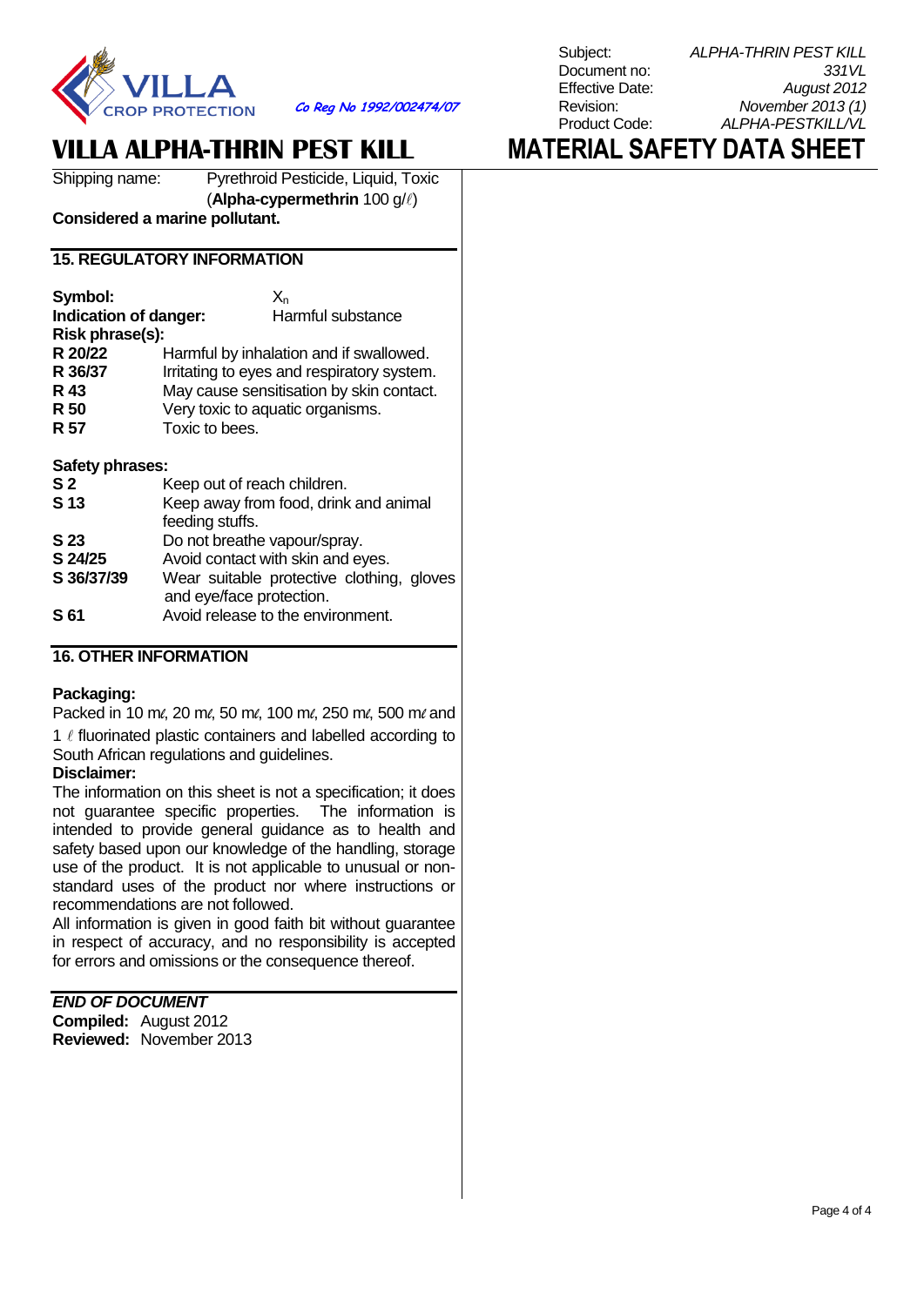VILLA CROP PROTECTION *Co Reg No 1992/002474/07*

| | |
|---|---|
| Subject: | *ALPHA-THRIN PEST KILL* |
| Document no: | *331VL* |
| Effective Date: | *August 2012* |
| Revision: | *November 2013 (1)* |
| Product Code: | *ALPHA-PESTKILL/VL* |

# VILLA ALPHA-THRIN PEST KILL — MATERIAL SAFETY DATA SHEET

Shipping name: Pyrethroid Pesticide, Liquid, Toxic (**Alpha-cypermethrin** 100 g/ℓ)

**Considered a marine pollutant.**

## 15. REGULATORY INFORMATION

**Symbol:** $X_n$

**Indication of danger:** Harmful substance

**Risk phrase(s):**

| | |
|---|---|
| **R 20/22** | Harmful by inhalation and if swallowed. |
| **R 36/37** | Irritating to eyes and respiratory system. |
| **R 43** | May cause sensitisation by skin contact. |
| **R 50** | Very toxic to aquatic organisms. |
| **R 57** | Toxic to bees. |

**Safety phrases:**

| | |
|---|---|
| **S 2** | Keep out of reach children. |
| **S 13** | Keep away from food, drink and animal feeding stuffs. |
| **S 23** | Do not breathe vapour/spray. |
| **S 24/25** | Avoid contact with skin and eyes. |
| **S 36/37/39** | Wear suitable protective clothing, gloves and eye/face protection. |
| **S 61** | Avoid release to the environment. |

## 16. OTHER INFORMATION

**Packaging:**

Packed in 10 mℓ, 20 mℓ, 50 mℓ, 100 mℓ, 250 mℓ, 500 mℓ and 1 ℓ fluorinated plastic containers and labelled according to South African regulations and guidelines.

**Disclaimer:**

The information on this sheet is not a specification; it does not guarantee specific properties. The information is intended to provide general guidance as to health and safety based upon our knowledge of the handling, storage use of the product. It is not applicable to unusual or non-standard uses of the product nor where instructions or recommendations are not followed.

All information is given in good faith bit without guarantee in respect of accuracy, and no responsibility is accepted for errors and omissions or the consequence thereof.

***END OF DOCUMENT***

**Compiled:** August 2012

**Reviewed:** November 2013